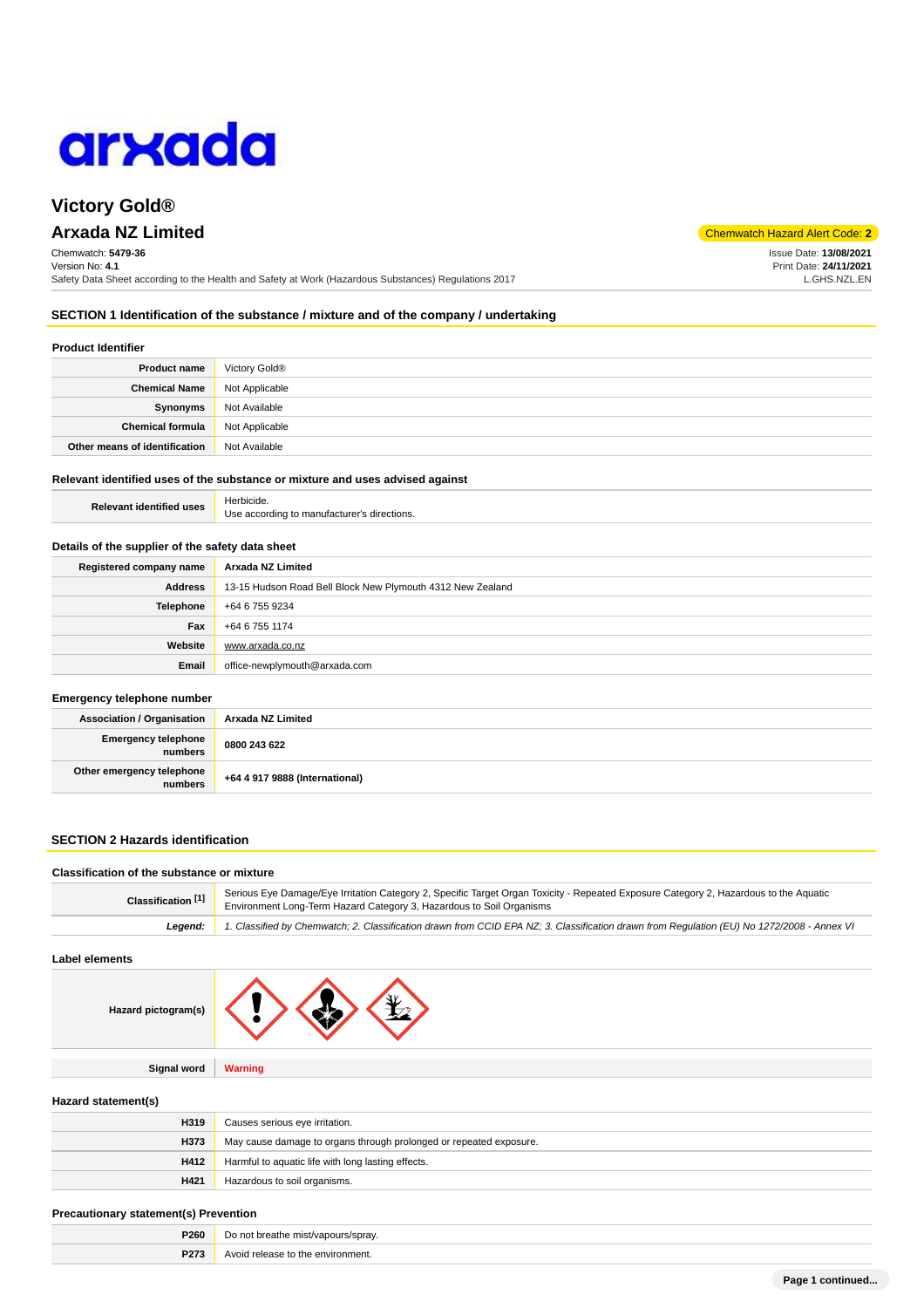# Victory Gold®

## Arxada NZ Limited

Chemwatch Hazard Alert Code: **2**

Chemwatch: **5479-36**
Version No: **4.1**
Safety Data Sheet according to the Health and Safety at Work (Hazardous Substances) Regulations 2017

Issue Date: **13/08/2021**
Print Date: **24/11/2021**
L.GHS.NZL.EN

## SECTION 1 Identification of the substance / mixture and of the company / undertaking

### Product Identifier

| | |
|---|---|
| **Product name** | Victory Gold® |
| **Chemical Name** | Not Applicable |
| **Synonyms** | Not Available |
| **Chemical formula** | Not Applicable |
| **Other means of identification** | Not Available |

### Relevant identified uses of the substance or mixture and uses advised against

| | |
|---|---|
| **Relevant identified uses** | Herbicide.<br>Use according to manufacturer's directions. |

### Details of the supplier of the safety data sheet

| | |
|---|---|
| **Registered company name** | **Arxada NZ Limited** |
| **Address** | 13-15 Hudson Road Bell Block New Plymouth 4312 New Zealand |
| **Telephone** | +64 6 755 9234 |
| **Fax** | +64 6 755 1174 |
| **Website** | www.arxada.co.nz |
| **Email** | office-newplymouth@arxada.com |

### Emergency telephone number

| | |
|---|---|
| **Association / Organisation** | **Arxada NZ Limited** |
| **Emergency telephone numbers** | **0800 243 622** |
| **Other emergency telephone numbers** | **+64 4 917 9888 (International)** |

## SECTION 2 Hazards identification

### Classification of the substance or mixture

| | |
|---|---|
| **Classification [1]** | Serious Eye Damage/Eye Irritation Category 2, Specific Target Organ Toxicity - Repeated Exposure Category 2, Hazardous to the Aquatic Environment Long-Term Hazard Category 3, Hazardous to Soil Organisms |
| ***Legend:*** | *1. Classified by Chemwatch; 2. Classification drawn from CCID EPA NZ; 3. Classification drawn from Regulation (EU) No 1272/2008 - Annex VI* |

### Label elements

| | |
|---|---|
| **Hazard pictogram(s)** | |
| **Signal word** | **Warning** |

### Hazard statement(s)

| | |
|---|---|
| **H319** | Causes serious eye irritation. |
| **H373** | May cause damage to organs through prolonged or repeated exposure. |
| **H412** | Harmful to aquatic life with long lasting effects. |
| **H421** | Hazardous to soil organisms. |

### Precautionary statement(s) Prevention

| | |
|---|---|
| **P260** | Do not breathe mist/vapours/spray. |
| **P273** | Avoid release to the environment. |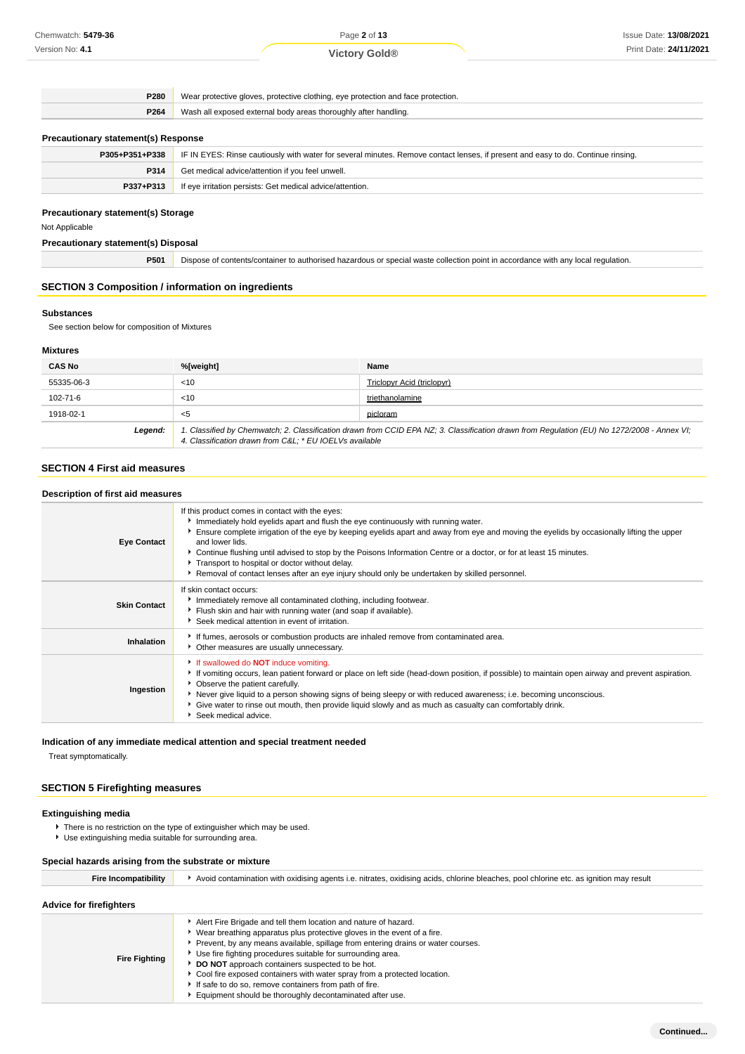| | |
|---|---|
| **P280** | Wear protective gloves, protective clothing, eye protection and face protection. |
| **P264** | Wash all exposed external body areas thoroughly after handling. |

### Precautionary statement(s) Response

| | |
|---|---|
| **P305+P351+P338** | IF IN EYES: Rinse cautiously with water for several minutes. Remove contact lenses, if present and easy to do. Continue rinsing. |
| **P314** | Get medical advice/attention if you feel unwell. |
| **P337+P313** | If eye irritation persists: Get medical advice/attention. |

### Precautionary statement(s) Storage

Not Applicable

### Precautionary statement(s) Disposal

| | |
|---|---|
| **P501** | Dispose of contents/container to authorised hazardous or special waste collection point in accordance with any local regulation. |

## SECTION 3 Composition / information on ingredients

### Substances

See section below for composition of Mixtures

### Mixtures

| CAS No | %[weight] | Name |
|---|---|---|
| 55335-06-3 | <10 | Triclopyr Acid (triclopyr) |
| 102-71-6 | <10 | triethanolamine |
| 1918-02-1 | <5 | picloram |
| ***Legend:*** | *1. Classified by Chemwatch; 2. Classification drawn from CCID EPA NZ; 3. Classification drawn from Regulation (EU) No 1272/2008 - Annex VI; 4. Classification drawn from C&L; * EU IOELVs available* | |

## SECTION 4 First aid measures

### Description of first aid measures

| | |
|---|---|
| **Eye Contact** | If this product comes in contact with the eyes:<br>▸ Immediately hold eyelids apart and flush the eye continuously with running water.<br>▸ Ensure complete irrigation of the eye by keeping eyelids apart and away from eye and moving the eyelids by occasionally lifting the upper and lower lids.<br>▸ Continue flushing until advised to stop by the Poisons Information Centre or a doctor, or for at least 15 minutes.<br>▸ Transport to hospital or doctor without delay.<br>▸ Removal of contact lenses after an eye injury should only be undertaken by skilled personnel. |
| **Skin Contact** | If skin contact occurs:<br>▸ Immediately remove all contaminated clothing, including footwear.<br>▸ Flush skin and hair with running water (and soap if available).<br>▸ Seek medical attention in event of irritation. |
| **Inhalation** | ▸ If fumes, aerosols or combustion products are inhaled remove from contaminated area.<br>▸ Other measures are usually unnecessary. |
| **Ingestion** | ▸ If swallowed do **NOT** induce vomiting.<br>▸ If vomiting occurs, lean patient forward or place on left side (head-down position, if possible) to maintain open airway and prevent aspiration.<br>▸ Observe the patient carefully.<br>▸ Never give liquid to a person showing signs of being sleepy or with reduced awareness; i.e. becoming unconscious.<br>▸ Give water to rinse out mouth, then provide liquid slowly and as much as casualty can comfortably drink.<br>▸ Seek medical advice. |

### Indication of any immediate medical attention and special treatment needed

Treat symptomatically.

## SECTION 5 Firefighting measures

### Extinguishing media

- There is no restriction on the type of extinguisher which may be used.
- Use extinguishing media suitable for surrounding area.

### Special hazards arising from the substrate or mixture

| | |
|---|---|
| **Fire Incompatibility** | ▸ Avoid contamination with oxidising agents i.e. nitrates, oxidising acids, chlorine bleaches, pool chlorine etc. as ignition may result |

### Advice for firefighters

| | |
|---|---|
| **Fire Fighting** | ▸ Alert Fire Brigade and tell them location and nature of hazard.<br>▸ Wear breathing apparatus plus protective gloves in the event of a fire.<br>▸ Prevent, by any means available, spillage from entering drains or water courses.<br>▸ Use fire fighting procedures suitable for surrounding area.<br>▸ **DO NOT** approach containers suspected to be hot.<br>▸ Cool fire exposed containers with water spray from a protected location.<br>▸ If safe to do so, remove containers from path of fire.<br>▸ Equipment should be thoroughly decontaminated after use. |

**Continued...**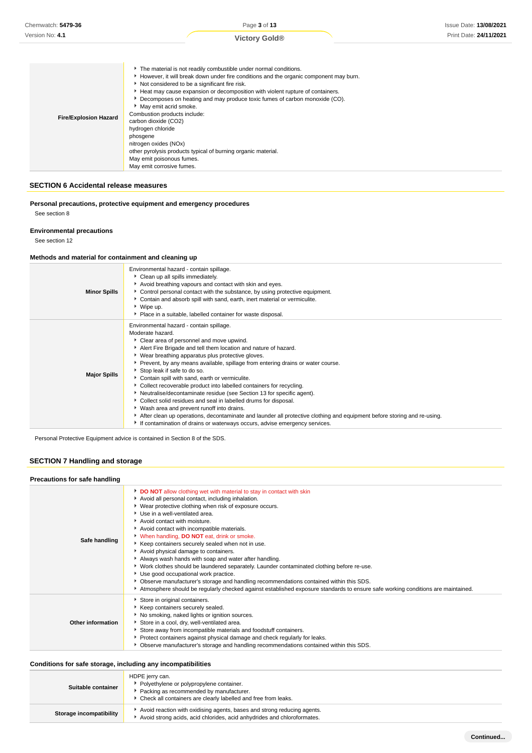| | |
|---|---|
| **Fire/Explosion Hazard** | ‣ The material is not readily combustible under normal conditions.<br>‣ However, it will break down under fire conditions and the organic component may burn.<br>‣ Not considered to be a significant fire risk.<br>‣ Heat may cause expansion or decomposition with violent rupture of containers.<br>‣ Decomposes on heating and may produce toxic fumes of carbon monoxide (CO).<br>‣ May emit acrid smoke.<br>Combustion products include:<br>carbon dioxide ($CO_2$)<br>hydrogen chloride<br>phosgene<br>nitrogen oxides (NOx)<br>other pyrolysis products typical of burning organic material.<br>May emit poisonous fumes.<br>May emit corrosive fumes. |

## SECTION 6 Accidental release measures

### Personal precautions, protective equipment and emergency procedures

See section 8

### Environmental precautions

See section 12

### Methods and material for containment and cleaning up

| | |
|---|---|
| **Minor Spills** | Environmental hazard - contain spillage.<br>‣ Clean up all spills immediately.<br>‣ Avoid breathing vapours and contact with skin and eyes.<br>‣ Control personal contact with the substance, by using protective equipment.<br>‣ Contain and absorb spill with sand, earth, inert material or vermiculite.<br>‣ Wipe up.<br>‣ Place in a suitable, labelled container for waste disposal. |
| **Major Spills** | Environmental hazard - contain spillage.<br>Moderate hazard.<br>‣ Clear area of personnel and move upwind.<br>‣ Alert Fire Brigade and tell them location and nature of hazard.<br>‣ Wear breathing apparatus plus protective gloves.<br>‣ Prevent, by any means available, spillage from entering drains or water course.<br>‣ Stop leak if safe to do so.<br>‣ Contain spill with sand, earth or vermiculite.<br>‣ Collect recoverable product into labelled containers for recycling.<br>‣ Neutralise/decontaminate residue (see Section 13 for specific agent).<br>‣ Collect solid residues and seal in labelled drums for disposal.<br>‣ Wash area and prevent runoff into drains.<br>‣ After clean up operations, decontaminate and launder all protective clothing and equipment before storing and re-using.<br>‣ If contamination of drains or waterways occurs, advise emergency services. |

Personal Protective Equipment advice is contained in Section 8 of the SDS.

## SECTION 7 Handling and storage

### Precautions for safe handling

| | |
|---|---|
| **Safe handling** | ‣ **DO NOT** allow clothing wet with material to stay in contact with skin<br>‣ Avoid all personal contact, including inhalation.<br>‣ Wear protective clothing when risk of exposure occurs.<br>‣ Use in a well-ventilated area.<br>‣ Avoid contact with moisture.<br>‣ Avoid contact with incompatible materials.<br>‣ When handling, **DO NOT** eat, drink or smoke.<br>‣ Keep containers securely sealed when not in use.<br>‣ Avoid physical damage to containers.<br>‣ Always wash hands with soap and water after handling.<br>‣ Work clothes should be laundered separately. Launder contaminated clothing before re-use.<br>‣ Use good occupational work practice.<br>‣ Observe manufacturer's storage and handling recommendations contained within this SDS.<br>‣ Atmosphere should be regularly checked against established exposure standards to ensure safe working conditions are maintained. |
| **Other information** | ‣ Store in original containers.<br>‣ Keep containers securely sealed.<br>‣ No smoking, naked lights or ignition sources.<br>‣ Store in a cool, dry, well-ventilated area.<br>‣ Store away from incompatible materials and foodstuff containers.<br>‣ Protect containers against physical damage and check regularly for leaks.<br>‣ Observe manufacturer's storage and handling recommendations contained within this SDS. |

### Conditions for safe storage, including any incompatibilities

| | |
|---|---|
| **Suitable container** | HDPE jerry can.<br>‣ Polyethylene or polypropylene container.<br>‣ Packing as recommended by manufacturer.<br>‣ Check all containers are clearly labelled and free from leaks. |
| **Storage incompatibility** | ‣ Avoid reaction with oxidising agents, bases and strong reducing agents.<br>‣ Avoid strong acids, acid chlorides, acid anhydrides and chloroformates. |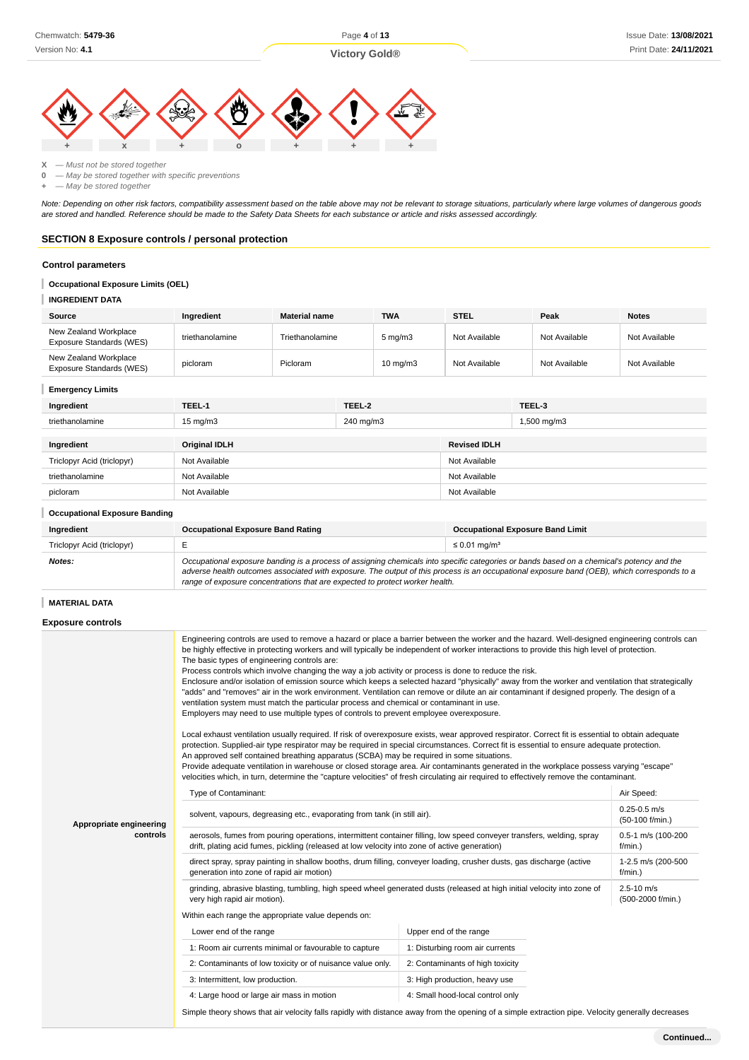| + | x | + | o | + | + | + |
|---|---|---|---|---|---|---|

**X** — *Must not be stored together*
**0** — *May be stored together with specific preventions*
**+** — *May be stored together*

*Note: Depending on other risk factors, compatibility assessment based on the table above may not be relevant to storage situations, particularly where large volumes of dangerous goods are stored and handled. Reference should be made to the Safety Data Sheets for each substance or article and risks assessed accordingly.*

## SECTION 8 Exposure controls / personal protection

### Control parameters

#### Occupational Exposure Limits (OEL)

#### INGREDIENT DATA

| Source | Ingredient | Material name | TWA | STEL | Peak | Notes |
|---|---|---|---|---|---|---|
| New Zealand Workplace Exposure Standards (WES) | triethanolamine | Triethanolamine | 5 mg/m3 | Not Available | Not Available | Not Available |
| New Zealand Workplace Exposure Standards (WES) | picloram | Picloram | 10 mg/m3 | Not Available | Not Available | Not Available |

#### Emergency Limits

| Ingredient | TEEL-1 | TEEL-2 | TEEL-3 |
|---|---|---|---|
| triethanolamine | 15 mg/m3 | 240 mg/m3 | 1,500 mg/m3 |

| Ingredient | Original IDLH | Revised IDLH |
|---|---|---|
| Triclopyr Acid (triclopyr) | Not Available | Not Available |
| triethanolamine | Not Available | Not Available |
| picloram | Not Available | Not Available |

#### Occupational Exposure Banding

| Ingredient | Occupational Exposure Band Rating | Occupational Exposure Band Limit |
|---|---|---|
| Triclopyr Acid (triclopyr) | E | ≤ 0.01 mg/m³ |
| ***Notes:*** | *Occupational exposure banding is a process of assigning chemicals into specific categories or bands based on a chemical's potency and the adverse health outcomes associated with exposure. The output of this process is an occupational exposure band (OEB), which corresponds to a range of exposure concentrations that are expected to protect worker health.* | |

#### MATERIAL DATA

### Exposure controls

**Appropriate engineering controls**

Engineering controls are used to remove a hazard or place a barrier between the worker and the hazard. Well-designed engineering controls can be highly effective in protecting workers and will typically be independent of worker interactions to provide this high level of protection.
The basic types of engineering controls are:
Process controls which involve changing the way a job activity or process is done to reduce the risk.
Enclosure and/or isolation of emission source which keeps a selected hazard "physically" away from the worker and ventilation that strategically "adds" and "removes" air in the work environment. Ventilation can remove or dilute an air contaminant if designed properly. The design of a ventilation system must match the particular process and chemical or contaminant in use.
Employers may need to use multiple types of controls to prevent employee overexposure.

Local exhaust ventilation usually required. If risk of overexposure exists, wear approved respirator. Correct fit is essential to obtain adequate protection. Supplied-air type respirator may be required in special circumstances. Correct fit is essential to ensure adequate protection.
An approved self contained breathing apparatus (SCBA) may be required in some situations.
Provide adequate ventilation in warehouse or closed storage area. Air contaminants generated in the workplace possess varying "escape" velocities which, in turn, determine the "capture velocities" of fresh circulating air required to effectively remove the contaminant.

| Type of Contaminant: | Air Speed: |
|---|---|
| solvent, vapours, degreasing etc., evaporating from tank (in still air). | 0.25-0.5 m/s (50-100 f/min.) |
| aerosols, fumes from pouring operations, intermittent container filling, low speed conveyer transfers, welding, spray drift, plating acid fumes, pickling (released at low velocity into zone of active generation) | 0.5-1 m/s (100-200 f/min.) |
| direct spray, spray painting in shallow booths, drum filling, conveyer loading, crusher dusts, gas discharge (active generation into zone of rapid air motion) | 1-2.5 m/s (200-500 f/min.) |
| grinding, abrasive blasting, tumbling, high speed wheel generated dusts (released at high initial velocity into zone of very high rapid air motion). | 2.5-10 m/s (500-2000 f/min.) |

Within each range the appropriate value depends on:

| Lower end of the range | Upper end of the range |
|---|---|
| 1: Room air currents minimal or favourable to capture | 1: Disturbing room air currents |
| 2: Contaminants of low toxicity or of nuisance value only. | 2: Contaminants of high toxicity |
| 3: Intermittent, low production. | 3: High production, heavy use |
| 4: Large hood or large air mass in motion | 4: Small hood-local control only |

Simple theory shows that air velocity falls rapidly with distance away from the opening of a simple extraction pipe. Velocity generally decreases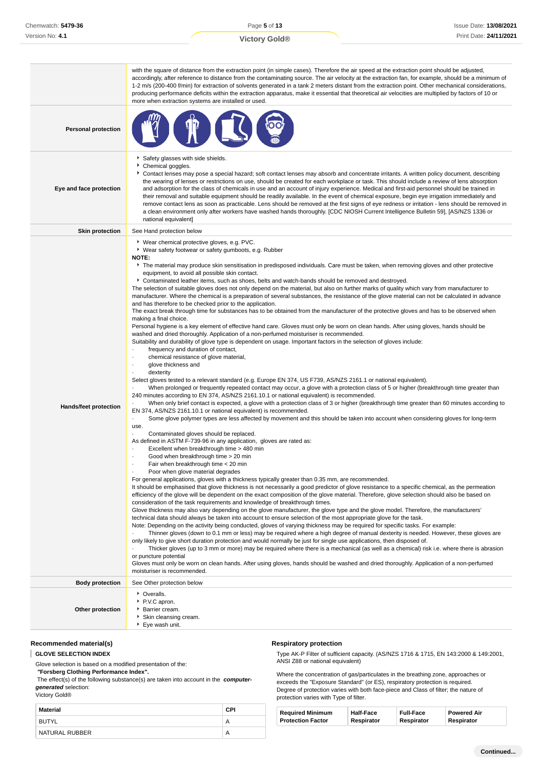| | |
|---|---|
| | with the square of distance from the extraction point (in simple cases). Therefore the air speed at the extraction point should be adjusted, accordingly, after reference to distance from the contaminating source. The air velocity at the extraction fan, for example, should be a minimum of 1-2 m/s (200-400 f/min) for extraction of solvents generated in a tank 2 meters distant from the extraction point. Other mechanical considerations, producing performance deficits within the extraction apparatus, make it essential that theoretical air velocities are multiplied by factors of 10 or more when extraction systems are installed or used. |
| **Personal protection** | |
| **Eye and face protection** | ▸ Safety glasses with side shields.<br>▸ Chemical goggles.<br>▸ Contact lenses may pose a special hazard; soft contact lenses may absorb and concentrate irritants. A written policy document, describing the wearing of lenses or restrictions on use, should be created for each workplace or task. This should include a review of lens absorption and adsorption for the class of chemicals in use and an account of injury experience. Medical and first-aid personnel should be trained in their removal and suitable equipment should be readily available. In the event of chemical exposure, begin eye irrigation immediately and remove contact lens as soon as practicable. Lens should be removed at the first signs of eye redness or irritation - lens should be removed in a clean environment only after workers have washed hands thoroughly. [CDC NIOSH Current Intelligence Bulletin 59], [AS/NZS 1336 or national equivalent] |
| **Skin protection** | See Hand protection below |
| **Hands/feet protection** | ▸ Wear chemical protective gloves, e.g. PVC.<br>▸ Wear safety footwear or safety gumboots, e.g. Rubber<br>**NOTE:**<br>▸ The material may produce skin sensitisation in predisposed individuals. Care must be taken, when removing gloves and other protective equipment, to avoid all possible skin contact.<br>▸ Contaminated leather items, such as shoes, belts and watch-bands should be removed and destroyed.<br>The selection of suitable gloves does not only depend on the material, but also on further marks of quality which vary from manufacturer to manufacturer. Where the chemical is a preparation of several substances, the resistance of the glove material can not be calculated in advance and has therefore to be checked prior to the application.<br>The exact break through time for substances has to be obtained from the manufacturer of the protective gloves and has to be observed when making a final choice.<br>Personal hygiene is a key element of effective hand care. Gloves must only be worn on clean hands. After using gloves, hands should be washed and dried thoroughly. Application of a non-perfumed moisturiser is recommended.<br>Suitability and durability of glove type is dependent on usage. Important factors in the selection of gloves include:<br>· frequency and duration of contact,<br>· chemical resistance of glove material,<br>· glove thickness and<br>· dexterity<br>Select gloves tested to a relevant standard (e.g. Europe EN 374, US F739, AS/NZS 2161.1 or national equivalent).<br>· When prolonged or frequently repeated contact may occur, a glove with a protection class of 5 or higher (breakthrough time greater than 240 minutes according to EN 374, AS/NZS 2161.10.1 or national equivalent) is recommended.<br>· When only brief contact is expected, a glove with a protection class of 3 or higher (breakthrough time greater than 60 minutes according to EN 374, AS/NZS 2161.10.1 or national equivalent) is recommended.<br>· Some glove polymer types are less affected by movement and this should be taken into account when considering gloves for long-term use.<br>· Contaminated gloves should be replaced.<br>As defined in ASTM F-739-96 in any application, gloves are rated as:<br>· Excellent when breakthrough time > 480 min<br>· Good when breakthrough time > 20 min<br>· Fair when breakthrough time < 20 min<br>· Poor when glove material degrades<br>For general applications, gloves with a thickness typically greater than 0.35 mm, are recommended.<br>It should be emphasised that glove thickness is not necessarily a good predictor of glove resistance to a specific chemical, as the permeation efficiency of the glove will be dependent on the exact composition of the glove material. Therefore, glove selection should also be based on consideration of the task requirements and knowledge of breakthrough times.<br>Glove thickness may also vary depending on the glove manufacturer, the glove type and the glove model. Therefore, the manufacturers' technical data should always be taken into account to ensure selection of the most appropriate glove for the task.<br>Note: Depending on the activity being conducted, gloves of varying thickness may be required for specific tasks. For example:<br>· Thinner gloves (down to 0.1 mm or less) may be required where a high degree of manual dexterity is needed. However, these gloves are only likely to give short duration protection and would normally be just for single use applications, then disposed of.<br>· Thicker gloves (up to 3 mm or more) may be required where there is a mechanical (as well as a chemical) risk i.e. where there is abrasion or puncture potential<br>Gloves must only be worn on clean hands. After using gloves, hands should be washed and dried thoroughly. Application of a non-perfumed moisturiser is recommended. |
| **Body protection** | See Other protection below |
| **Other protection** | ▸ Overalls.<br>▸ P.V.C apron.<br>▸ Barrier cream.<br>▸ Skin cleansing cream.<br>▸ Eye wash unit. |

## Recommended material(s)

**GLOVE SELECTION INDEX**

Glove selection is based on a modified presentation of the:
**"Forsberg Clothing Performance Index".**
The effect(s) of the following substance(s) are taken into account in the ***computer-generated*** selection:
Victory Gold®

| Material | CPI |
|---|---|
| BUTYL | A |
| NATURAL RUBBER | A |

## Respiratory protection

Type AK-P Filter of sufficient capacity. (AS/NZS 1716 & 1715, EN 143:2000 & 149:2001, ANSI Z88 or national equivalent)

Where the concentration of gas/particulates in the breathing zone, approaches or exceeds the "Exposure Standard" (or ES), respiratory protection is required.
Degree of protection varies with both face-piece and Class of filter; the nature of protection varies with Type of filter.

| Required Minimum Protection Factor | Half-Face Respirator | Full-Face Respirator | Powered Air Respirator |
|---|---|---|---|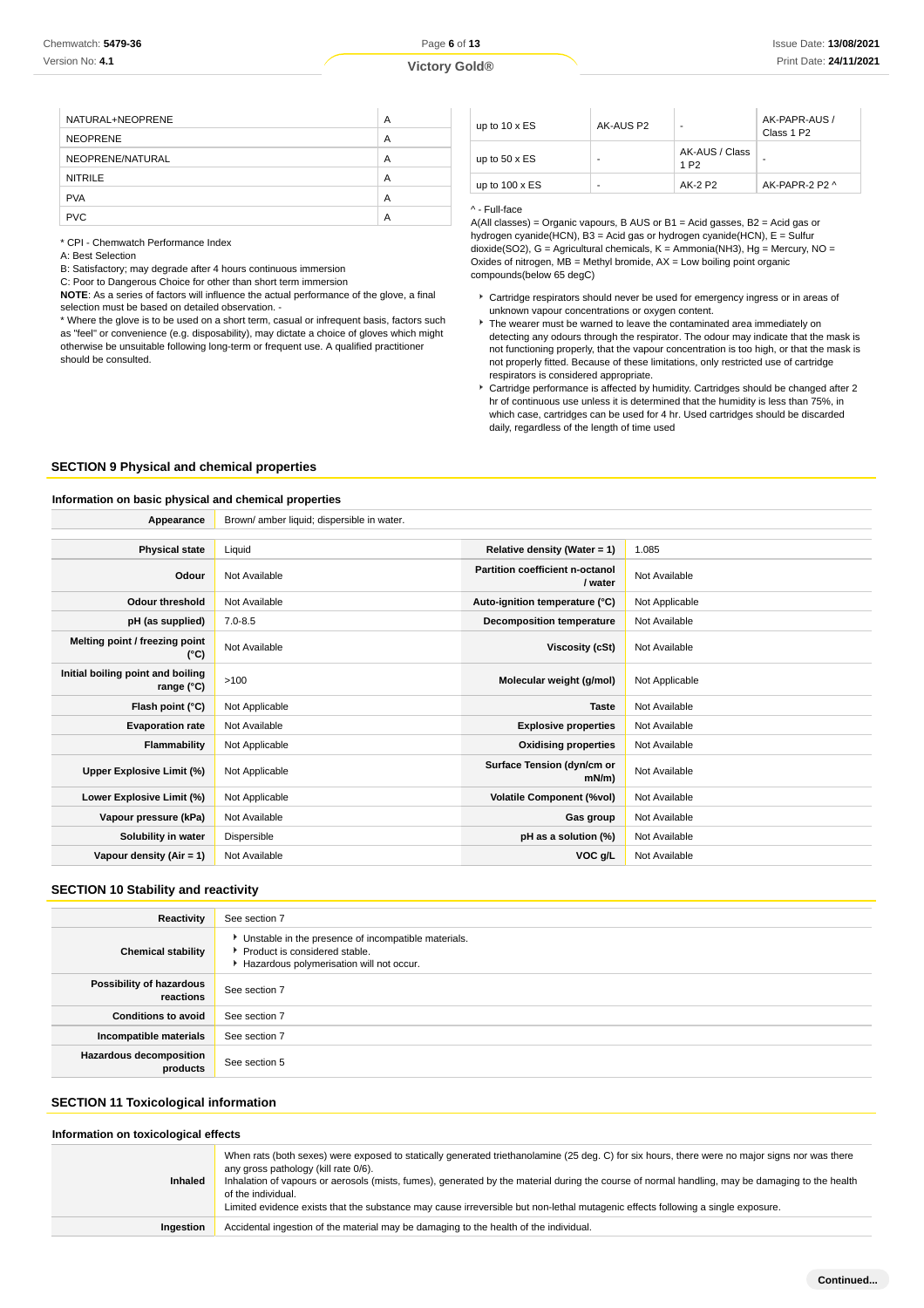| | |
|---|---|
| NATURAL+NEOPRENE | A |
| NEOPRENE | A |
| NEOPRENE/NATURAL | A |
| NITRILE | A |
| PVA | A |
| PVC | A |

\* CPI - Chemwatch Performance Index

A: Best Selection

B: Satisfactory; may degrade after 4 hours continuous immersion

C: Poor to Dangerous Choice for other than short term immersion

**NOTE**: As a series of factors will influence the actual performance of the glove, a final selection must be based on detailed observation. -

\* Where the glove is to be used on a short term, casual or infrequent basis, factors such as "feel" or convenience (e.g. disposability), may dictate a choice of gloves which might otherwise be unsuitable following long-term or frequent use. A qualified practitioner should be consulted.

| | | | |
|---|---|---|---|
| up to 10 x ES | AK-AUS P2 | - | AK-PAPR-AUS / Class 1 P2 |
| up to 50 x ES | - | AK-AUS / Class 1 P2 | - |
| up to 100 x ES | - | AK-2 P2 | AK-PAPR-2 P2 ^ |

^ - Full-face

A(All classes) = Organic vapours, B AUS or B1 = Acid gasses, B2 = Acid gas or hydrogen cyanide(HCN), B3 = Acid gas or hydrogen cyanide(HCN), E = Sulfur dioxide(SO2), G = Agricultural chemicals, K = Ammonia(NH3), Hg = Mercury, NO = Oxides of nitrogen, MB = Methyl bromide, AX = Low boiling point organic compounds(below 65 degC)

- Cartridge respirators should never be used for emergency ingress or in areas of unknown vapour concentrations or oxygen content.
- The wearer must be warned to leave the contaminated area immediately on detecting any odours through the respirator. The odour may indicate that the mask is not functioning properly, that the vapour concentration is too high, or that the mask is not properly fitted. Because of these limitations, only restricted use of cartridge respirators is considered appropriate.
- Cartridge performance is affected by humidity. Cartridges should be changed after 2 hr of continuous use unless it is determined that the humidity is less than 75%, in which case, cartridges can be used for 4 hr. Used cartridges should be discarded daily, regardless of the length of time used

## SECTION 9 Physical and chemical properties

### Information on basic physical and chemical properties

| | |
|---|---|
| **Appearance** | Brown/ amber liquid; dispersible in water. |

| | | | |
|---|---|---|---|
| **Physical state** | Liquid | **Relative density (Water = 1)** | 1.085 |
| **Odour** | Not Available | **Partition coefficient n-octanol / water** | Not Available |
| **Odour threshold** | Not Available | **Auto-ignition temperature (°C)** | Not Applicable |
| **pH (as supplied)** | 7.0-8.5 | **Decomposition temperature** | Not Available |
| **Melting point / freezing point (°C)** | Not Available | **Viscosity (cSt)** | Not Available |
| **Initial boiling point and boiling range (°C)** | >100 | **Molecular weight (g/mol)** | Not Applicable |
| **Flash point (°C)** | Not Applicable | **Taste** | Not Available |
| **Evaporation rate** | Not Available | **Explosive properties** | Not Available |
| **Flammability** | Not Applicable | **Oxidising properties** | Not Available |
| **Upper Explosive Limit (%)** | Not Applicable | **Surface Tension (dyn/cm or mN/m)** | Not Available |
| **Lower Explosive Limit (%)** | Not Applicable | **Volatile Component (%vol)** | Not Available |
| **Vapour pressure (kPa)** | Not Available | **Gas group** | Not Available |
| **Solubility in water** | Dispersible | **pH as a solution (%)** | Not Available |
| **Vapour density (Air = 1)** | Not Available | **VOC g/L** | Not Available |

## SECTION 10 Stability and reactivity

| | |
|---|---|
| **Reactivity** | See section 7 |
| **Chemical stability** | Unstable in the presence of incompatible materials. <br> Product is considered stable. <br> Hazardous polymerisation will not occur. |
| **Possibility of hazardous reactions** | See section 7 |
| **Conditions to avoid** | See section 7 |
| **Incompatible materials** | See section 7 |
| **Hazardous decomposition products** | See section 5 |

## SECTION 11 Toxicological information

### Information on toxicological effects

| | |
|---|---|
| **Inhaled** | When rats (both sexes) were exposed to statically generated triethanolamine (25 deg. C) for six hours, there were no major signs nor was there any gross pathology (kill rate 0/6). <br> Inhalation of vapours or aerosols (mists, fumes), generated by the material during the course of normal handling, may be damaging to the health of the individual. <br> Limited evidence exists that the substance may cause irreversible but non-lethal mutagenic effects following a single exposure. |
| **Ingestion** | Accidental ingestion of the material may be damaging to the health of the individual. |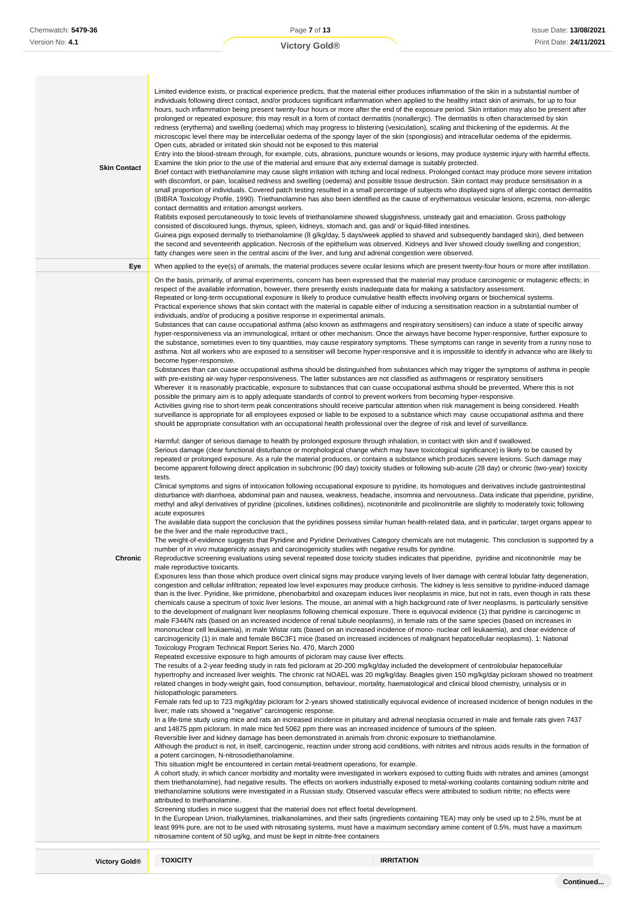| | |
|---|---|
| **Skin Contact** | Limited evidence exists, or practical experience predicts, that the material either produces inflammation of the skin in a substantial number of individuals following direct contact, and/or produces significant inflammation when applied to the healthy intact skin of animals, for up to four hours, such inflammation being present twenty-four hours or more after the end of the exposure period. Skin irritation may also be present after prolonged or repeated exposure; this may result in a form of contact dermatitis (nonallergic). The dermatitis is often characterised by skin redness (erythema) and swelling (oedema) which may progress to blistering (vesiculation), scaling and thickening of the epidermis. At the microscopic level there may be intercellular oedema of the spongy layer of the skin (spongiosis) and intracellular oedema of the epidermis.<br>Open cuts, abraded or irritated skin should not be exposed to this material<br>Entry into the blood-stream through, for example, cuts, abrasions, puncture wounds or lesions, may produce systemic injury with harmful effects. Examine the skin prior to the use of the material and ensure that any external damage is suitably protected.<br>Brief contact with triethanolamine may cause slight irritation with itching and local redness. Prolonged contact may produce more severe irritation with discomfort, or pain, localised redness and swelling (oedema) and possible tissue destruction. Skin contact may produce sensitisation in a small proportion of individuals. Covered patch testing resulted in a small percentage of subjects who displayed signs of allergic contact dermatitis (BIBRA Toxicology Profile, 1990). Triethanolamine has also been identified as the cause of erythematous vesicular lesions, eczema, non-allergic contact dermatitis and irritation amongst workers.<br>Rabbits exposed percutaneously to toxic levels of triethanolamine showed sluggishness, unsteady gait and emaciation. Gross pathology consisted of discoloured lungs, thymus, spleen, kidneys, stomach and, gas and/ or liquid-filled intestines.<br>Guinea pigs exposed dermally to triethanolamine (8 g/kg/day, 5 days/week applied to shaved and subsequently bandaged skin), died between the second and seventeenth application. Necrosis of the epithelium was observed. Kidneys and liver showed cloudy swelling and congestion; fatty changes were seen in the central ascini of the liver, and lung and adrenal congestion were observed. |
| **Eye** | When applied to the eye(s) of animals, the material produces severe ocular lesions which are present twenty-four hours or more after instillation. |
| **Chronic** | On the basis, primarily, of animal experiments, concern has been expressed that the material may produce carcinogenic or mutagenic effects; in respect of the available information, however, there presently exists inadequate data for making a satisfactory assessment.<br>Repeated or long-term occupational exposure is likely to produce cumulative health effects involving organs or biochemical systems.<br>Practical experience shows that skin contact with the material is capable either of inducing a sensitisation reaction in a substantial number of individuals, and/or of producing a positive response in experimental animals.<br>Substances that can cause occupational asthma (also known as asthmagens and respiratory sensitisers) can induce a state of specific airway hyper-responsiveness via an immunological, irritant or other mechanism. Once the airways have become hyper-responsive, further exposure to the substance, sometimes even to tiny quantities, may cause respiratory symptoms. These symptoms can range in severity from a runny nose to asthma. Not all workers who are exposed to a sensitiser will become hyper-responsive and it is impossible to identify in advance who are likely to become hyper-responsive.<br>Substances than can cuase occupational asthma should be distinguished from substances which may trigger the symptoms of asthma in people with pre-existing air-way hyper-responsiveness. The latter substances are not classified as asthmagens or respiratory sensitisers<br>Wherever it is reasonably practicable, exposure to substances that can cuase occupational asthma should be prevented. Where this is not possible the primary aim is to apply adequate standards of control to prevent workers from becoming hyper-responsive.<br>Activities giving rise to short-term peak concentrations should receive particular attention when risk management is being considered. Health surveillance is appropriate for all employees exposed or liable to be exposed to a substance which may cause occupational asthma and there should be appropriate consultation with an occupational health professional over the degree of risk and level of surveillance.<br><br>Harmful: danger of serious damage to health by prolonged exposure through inhalation, in contact with skin and if swallowed.<br>Serious damage (clear functional disturbance or morphological change which may have toxicological significance) is likely to be caused by repeated or prolonged exposure. As a rule the material produces, or contains a substance which produces severe lesions. Such damage may become apparent following direct application in subchronic (90 day) toxicity studies or following sub-acute (28 day) or chronic (two-year) toxicity tests.<br>Clinical symptoms and signs of intoxication following occupational exposure to pyridine, its homologues and derivatives include gastrointestinal disturbance with diarrhoea, abdominal pain and nausea, weakness, headache, insomnia and nervousness..Data indicate that piperidine, pyridine, methyl and alkyl derivatives of pyridine (picolines, lutidines collidines), nicotinonitrile and picolinonitrile are slightly to moderately toxic following acute exposures<br>The available data support the conclusion that the pyridines possess similar human health-related data, and in particular, target organs appear to be the liver and the male reproductive tract.,<br>The weight-of-evidence suggests that Pyridine and Pyridine Derivatives Category chemicals are not mutagenic. This conclusion is supported by a number of in vivo mutagenicity assays and carcinogenicity studies with negative results for pyridine.<br>Reproductive screening evaluations using several repeated dose toxicity studies indicates that piperidine, pyridine and nicotinonitrile may be male reproductive toxicants.<br>Exposures less than those which produce overt clinical signs may produce varying levels of liver damage with central lobular fatty degeneration, congestion and cellular infiltration; repeated low level exposures may produce cirrhosis. The kidney is less sensitive to pyridine-induced damage than is the liver. Pyridine, like primidone, phenobarbitol and oxazepam induces liver neoplasms in mice, but not in rats, even though in rats these chemicals cause a spectrum of toxic liver lesions. The mouse, an animal with a high background rate of liver neoplasms, is particularly sensitive to the development of malignant liver neoplasms following chemical exposure. There is equivocal evidence (1) that pyridine is carcinogenic in male F344/N rats (based on an increased incidence of renal tubule neoplasms), in female rats of the same species (based on increases in mononuclear cell leukaemia), in male Wistar rats (based on an increased incidence of mono- nuclear cell leukaemia), and clear evidence of carcinogenicity (1) in male and female B6C3F1 mice (based on increased incidences of malignant hepatocellular neoplasms). 1: National Toxicology Program Technical Report Series No. 470, March 2000<br>Repeated excessive exposure to high amounts of picloram may cause liver effects.<br>The results of a 2-year feeding study in rats fed picloram at 20-200 mg/kg/day included the development of centrolobular hepatocellular hypertrophy and increased liver weights. The chronic rat NOAEL was 20 mg/kg/day. Beagles given 150 mg/kg/day picloram showed no treatment related changes in body-weight gain, food consumption, behaviour, mortality, haematological and clinical blood chemistry, urinalysis or in histopathologic parameters.<br>Female rats fed up to 723 mg/kg/day picloram for 2-years showed statistically equivocal evidence of increased incidence of benign nodules in the liver; male rats showed a "negative" carcinogenic response.<br>In a life-time study using mice and rats an increased incidence in pituitary and adrenal neoplasia occurred in male and female rats given 7437 and 14875 ppm picloram. In male mice fed 5062 ppm there was an increased incidence of tumours of the spleen.<br>Reversible liver and kidney damage has been demonstrated in animals from chronic exposure to triethanolamine.<br>Although the product is not, in itself, carcinogenic, reaction under strong acid conditions, with nitrites and nitrous acids results in the formation of a potent carcinogen, N-nitrosodiethanolamine.<br>This situation might be encountered in certain metal-treatment operations, for example.<br>A cohort study, in which cancer morbidity and mortality were investigated in workers exposed to cutting fluids with nitrates and amines (amongst them triethanolamine), had negative results. The effects on workers industrially exposed to metal-working coolants containing sodium nitrite and triethanolamine solutions were investigated in a Russian study. Observed vascular effects were attributed to sodium nitrite; no effects were attributed to triethanolamine.<br>Screening studies in mice suggest that the material does not effect foetal development.<br>In the European Union, trialkylamines, trialkanolamines, and their salts (ingredients containing TEA) may only be used up to 2.5%, must be at least 99% pure, are not to be used with nitrosating systems, must have a maximum secondary amine content of 0.5%, must have a maximum nitrosamine content of 50 ug/kg, and must be kept in nitrite-free containers |

| Victory Gold® | TOXICITY | IRRITATION |
|---|---|---|

Continued...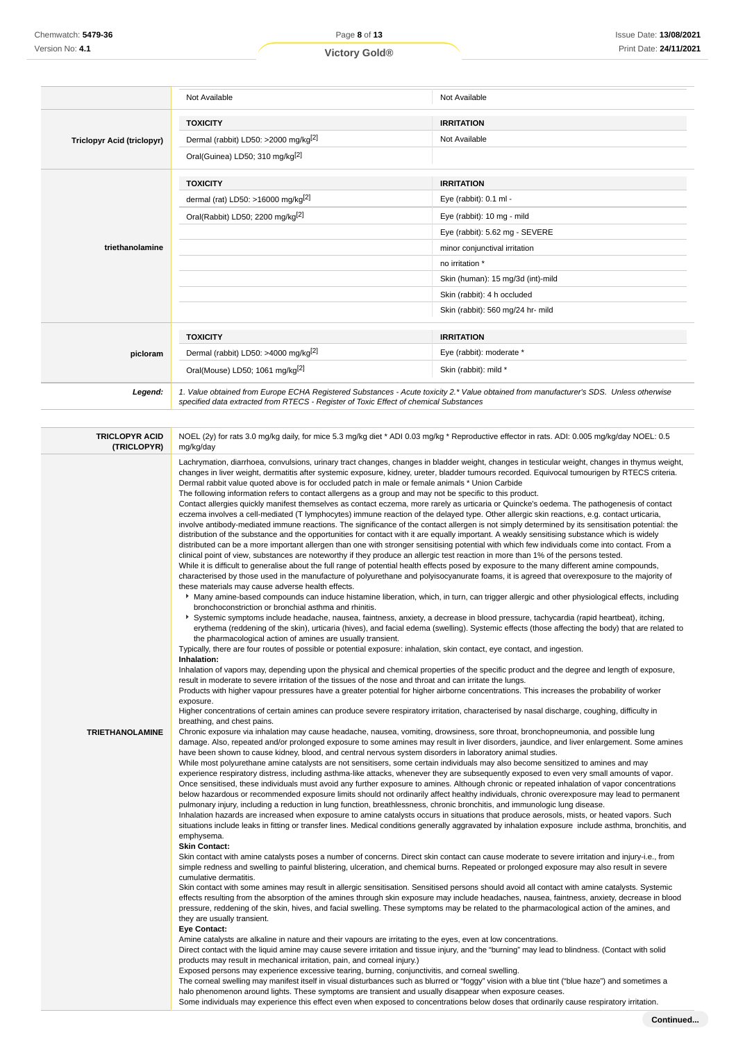| | TOXICITY | IRRITATION |
|---|---|---|
| | Not Available | Not Available |
| **Triclopyr Acid (triclopyr)** | **TOXICITY** | **IRRITATION** |
| | Dermal (rabbit) LD50: >2000 mg/kg[2] | Not Available |
| | Oral(Guinea) LD50; 310 mg/kg[2] | |
| **triethanolamine** | **TOXICITY** | **IRRITATION** |
| | dermal (rat) LD50: >16000 mg/kg[2] | Eye (rabbit): 0.1 ml - |
| | Oral(Rabbit) LD50; 2200 mg/kg[2] | Eye (rabbit): 10 mg - mild |
| | | Eye (rabbit): 5.62 mg - SEVERE |
| | | minor conjunctival irritation |
| | | no irritation * |
| | | Skin (human): 15 mg/3d (int)-mild |
| | | Skin (rabbit): 4 h occluded |
| | | Skin (rabbit): 560 mg/24 hr- mild |
| **picloram** | **TOXICITY** | **IRRITATION** |
| | Dermal (rabbit) LD50: >4000 mg/kg[2] | Eye (rabbit): moderate * |
| | Oral(Mouse) LD50; 1061 mg/kg[2] | Skin (rabbit): mild * |
| ***Legend:*** | *1. Value obtained from Europe ECHA Registered Substances - Acute toxicity 2.* Value obtained from manufacturer's SDS. Unless otherwise specified data extracted from RTECS - Register of Toxic Effect of chemical Substances* | |

**TRICLOPYR ACID (TRICLOPYR)**

NOEL (2y) for rats 3.0 mg/kg daily, for mice 5.3 mg/kg diet * ADI 0.03 mg/kg * Reproductive effector in rats. ADI: 0.005 mg/kg/day NOEL: 0.5 mg/kg/day

**TRIETHANOLAMINE**

Lachrymation, diarrhoea, convulsions, urinary tract changes, changes in bladder weight, changes in testicular weight, changes in thymus weight, changes in liver weight, dermatitis after systemic exposure, kidney, ureter, bladder tumours recorded. Equivocal tumourigen by RTECS criteria.
Dermal rabbit value quoted above is for occluded patch in male or female animals * Union Carbide
The following information refers to contact allergens as a group and may not be specific to this product.
Contact allergies quickly manifest themselves as contact eczema, more rarely as urticaria or Quincke's oedema. The pathogenesis of contact eczema involves a cell-mediated (T lymphocytes) immune reaction of the delayed type. Other allergic skin reactions, e.g. contact urticaria, involve antibody-mediated immune reactions. The significance of the contact allergen is not simply determined by its sensitisation potential: the distribution of the substance and the opportunities for contact with it are equally important. A weakly sensitising substance which is widely distributed can be a more important allergen than one with stronger sensitising potential with which few individuals come into contact. From a clinical point of view, substances are noteworthy if they produce an allergic test reaction in more than 1% of the persons tested.
While it is difficult to generalise about the full range of potential health effects posed by exposure to the many different amine compounds, characterised by those used in the manufacture of polyurethane and polyisocyanurate foams, it is agreed that overexposure to the majority of these materials may cause adverse health effects.

- Many amine-based compounds can induce histamine liberation, which, in turn, can trigger allergic and other physiological effects, including bronchoconstriction or bronchial asthma and rhinitis.
- Systemic symptoms include headache, nausea, faintness, anxiety, a decrease in blood pressure, tachycardia (rapid heartbeat), itching, erythema (reddening of the skin), urticaria (hives), and facial edema (swelling). Systemic effects (those affecting the body) that are related to the pharmacological action of amines are usually transient.

Typically, there are four routes of possible or potential exposure: inhalation, skin contact, eye contact, and ingestion.

**Inhalation:**

Inhalation of vapors may, depending upon the physical and chemical properties of the specific product and the degree and length of exposure, result in moderate to severe irritation of the tissues of the nose and throat and can irritate the lungs.
Products with higher vapour pressures have a greater potential for higher airborne concentrations. This increases the probability of worker exposure.
Higher concentrations of certain amines can produce severe respiratory irritation, characterised by nasal discharge, coughing, difficulty in breathing, and chest pains.
Chronic exposure via inhalation may cause headache, nausea, vomiting, drowsiness, sore throat, bronchopneumonia, and possible lung damage. Also, repeated and/or prolonged exposure to some amines may result in liver disorders, jaundice, and liver enlargement. Some amines have been shown to cause kidney, blood, and central nervous system disorders in laboratory animal studies.
While most polyurethane amine catalysts are not sensitisers, some certain individuals may also become sensitized to amines and may experience respiratory distress, including asthma-like attacks, whenever they are subsequently exposed to even very small amounts of vapor. Once sensitised, these individuals must avoid any further exposure to amines. Although chronic or repeated inhalation of vapor concentrations below hazardous or recommended exposure limits should not ordinarily affect healthy individuals, chronic overexposure may lead to permanent pulmonary injury, including a reduction in lung function, breathlessness, chronic bronchitis, and immunologic lung disease.
Inhalation hazards are increased when exposure to amine catalysts occurs in situations that produce aerosols, mists, or heated vapors. Such situations include leaks in fitting or transfer lines. Medical conditions generally aggravated by inhalation exposure include asthma, bronchitis, and emphysema.

**Skin Contact:**

Skin contact with amine catalysts poses a number of concerns. Direct skin contact can cause moderate to severe irritation and injury-i.e., from simple redness and swelling to painful blistering, ulceration, and chemical burns. Repeated or prolonged exposure may also result in severe cumulative dermatitis.
Skin contact with some amines may result in allergic sensitisation. Sensitised persons should avoid all contact with amine catalysts. Systemic effects resulting from the absorption of the amines through skin exposure may include headaches, nausea, faintness, anxiety, decrease in blood pressure, reddening of the skin, hives, and facial swelling. These symptoms may be related to the pharmacological action of the amines, and they are usually transient.

**Eye Contact:**

Amine catalysts are alkaline in nature and their vapours are irritating to the eyes, even at low concentrations.
Direct contact with the liquid amine may cause severe irritation and tissue injury, and the "burning" may lead to blindness. (Contact with solid products may result in mechanical irritation, pain, and corneal injury.)
Exposed persons may experience excessive tearing, burning, conjunctivitis, and corneal swelling.
The corneal swelling may manifest itself in visual disturbances such as blurred or "foggy" vision with a blue tint ("blue haze") and sometimes a halo phenomenon around lights. These symptoms are transient and usually disappear when exposure ceases.
Some individuals may experience this effect even when exposed to concentrations below doses that ordinarily cause respiratory irritation.

**Continued...**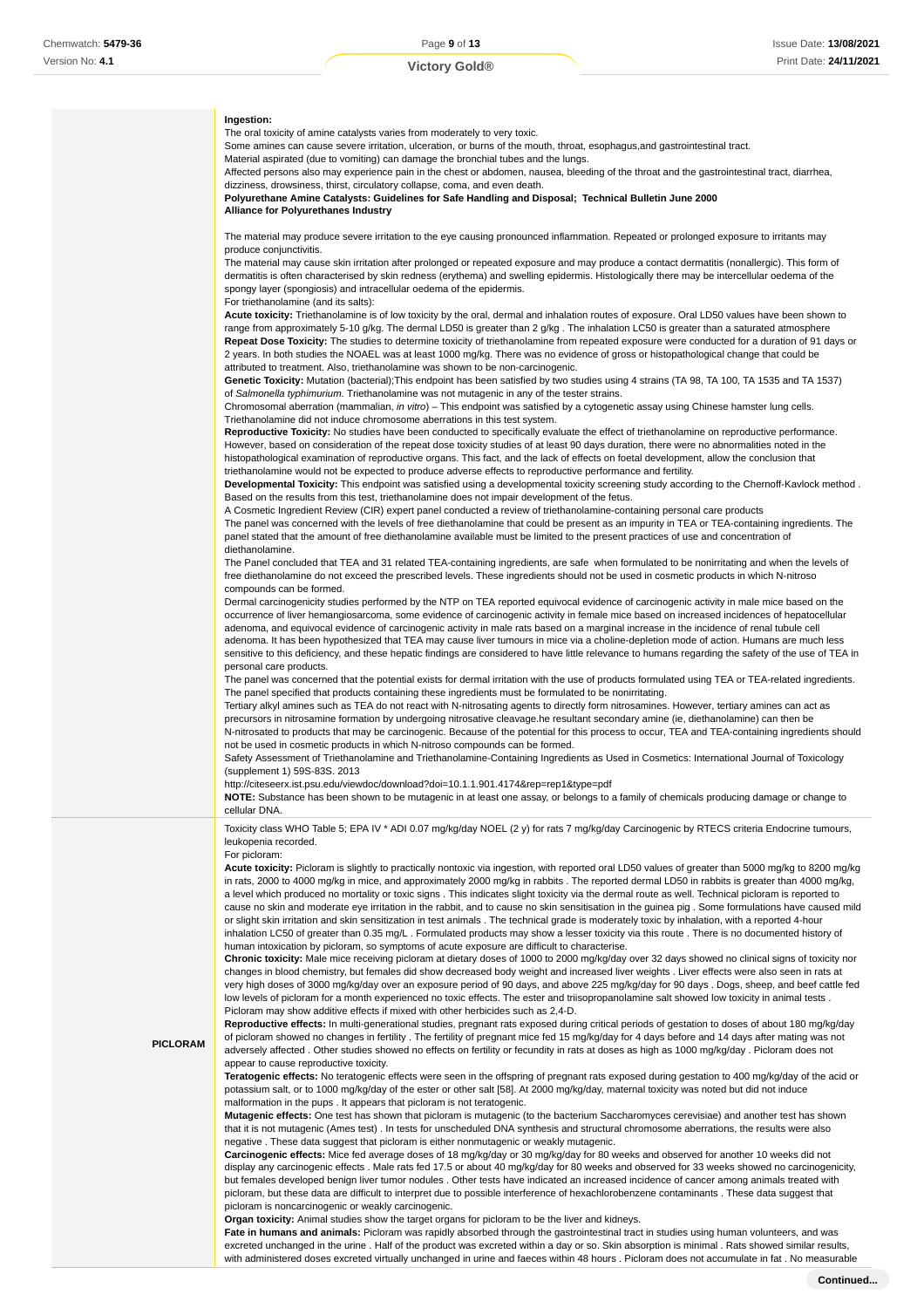| | |
|---|---|
| | **Ingestion:**<br>The oral toxicity of amine catalysts varies from moderately to very toxic.<br>Some amines can cause severe irritation, ulceration, or burns of the mouth, throat, esophagus,and gastrointestinal tract.<br>Material aspirated (due to vomiting) can damage the bronchial tubes and the lungs.<br>Affected persons also may experience pain in the chest or abdomen, nausea, bleeding of the throat and the gastrointestinal tract, diarrhea, dizziness, drowsiness, thirst, circulatory collapse, coma, and even death.<br>**Polyurethane Amine Catalysts: Guidelines for Safe Handling and Disposal; Technical Bulletin June 2000**<br>**Alliance for Polyurethanes Industry**<br><br>The material may produce severe irritation to the eye causing pronounced inflammation. Repeated or prolonged exposure to irritants may produce conjunctivitis.<br>The material may cause skin irritation after prolonged or repeated exposure and may produce a contact dermatitis (nonallergic). This form of dermatitis is often characterised by skin redness (erythema) and swelling epidermis. Histologically there may be intercellular oedema of the spongy layer (spongiosis) and intracellular oedema of the epidermis.<br>For triethanolamine (and its salts):<br>**Acute toxicity:** Triethanolamine is of low toxicity by the oral, dermal and inhalation routes of exposure. Oral LD50 values have been shown to range from approximately 5-10 g/kg. The dermal LD50 is greater than 2 g/kg . The inhalation LC50 is greater than a saturated atmosphere<br>**Repeat Dose Toxicity:** The studies to determine toxicity of triethanolamine from repeated exposure were conducted for a duration of 91 days or 2 years. In both studies the NOAEL was at least 1000 mg/kg. There was no evidence of gross or histopathological change that could be attributed to treatment. Also, triethanolamine was shown to be non-carcinogenic.<br>**Genetic Toxicity:** Mutation (bacterial);This endpoint has been satisfied by two studies using 4 strains (TA 98, TA 100, TA 1535 and TA 1537) of *Salmonella typhimurium.* Triethanolamine was not mutagenic in any of the tester strains.<br>Chromosomal aberration (mammalian, *in vitro*) – This endpoint was satisfied by a cytogenetic assay using Chinese hamster lung cells. Triethanolamine did not induce chromosome aberrations in this test system.<br>**Reproductive Toxicity:** No studies have been conducted to specifically evaluate the effect of triethanolamine on reproductive performance. However, based on consideration of the repeat dose toxicity studies of at least 90 days duration, there were no abnormalities noted in the histopathological examination of reproductive organs. This fact, and the lack of effects on foetal development, allow the conclusion that triethanolamine would not be expected to produce adverse effects to reproductive performance and fertility.<br>**Developmental Toxicity:** This endpoint was satisfied using a developmental toxicity screening study according to the Chernoff-Kavlock method . Based on the results from this test, triethanolamine does not impair development of the fetus.<br>A Cosmetic Ingredient Review (CIR) expert panel conducted a review of triethanolamine-containing personal care products<br>The panel was concerned with the levels of free diethanolamine that could be present as an impurity in TEA or TEA-containing ingredients. The panel stated that the amount of free diethanolamine available must be limited to the present practices of use and concentration of diethanolamine.<br>The Panel concluded that TEA and 31 related TEA-containing ingredients, are safe when formulated to be nonirritating and when the levels of free diethanolamine do not exceed the prescribed levels. These ingredients should not be used in cosmetic products in which N-nitroso compounds can be formed.<br>Dermal carcinogenicity studies performed by the NTP on TEA reported equivocal evidence of carcinogenic activity in male mice based on the occurrence of liver hemangiosarcoma, some evidence of carcinogenic activity in female mice based on increased incidences of hepatocellular adenoma, and equivocal evidence of carcinogenic activity in male rats based on a marginal increase in the incidence of renal tubule cell adenoma. It has been hypothesized that TEA may cause liver tumours in mice via a choline-depletion mode of action. Humans are much less sensitive to this deficiency, and these hepatic findings are considered to have little relevance to humans regarding the safety of the use of TEA in personal care products.<br>The panel was concerned that the potential exists for dermal irritation with the use of products formulated using TEA or TEA-related ingredients. The panel specified that products containing these ingredients must be formulated to be nonirritating.<br>Tertiary alkyl amines such as TEA do not react with N-nitrosating agents to directly form nitrosamines. However, tertiary amines can act as precursors in nitrosamine formation by undergoing nitrosative cleavage.he resultant secondary amine (ie, diethanolamine) can then be N-nitrosated to products that may be carcinogenic. Because of the potential for this process to occur, TEA and TEA-containing ingredients should not be used in cosmetic products in which N-nitroso compounds can be formed.<br>Safety Assessment of Triethanolamine and Triethanolamine-Containing Ingredients as Used in Cosmetics: International Journal of Toxicology (supplement 1) 59S-83S. 2013<br>http://citeseerx.ist.psu.edu/viewdoc/download?doi=10.1.1.901.4174&rep=rep1&type=pdf<br>**NOTE:** Substance has been shown to be mutagenic in at least one assay, or belongs to a family of chemicals producing damage or change to cellular DNA. |
| **PICLORAM** | Toxicity class WHO Table 5; EPA IV * ADI 0.07 mg/kg/day NOEL (2 y) for rats 7 mg/kg/day Carcinogenic by RTECS criteria Endocrine tumours, leukopenia recorded.<br>For picloram:<br>**Acute toxicity:** Picloram is slightly to practically nontoxic via ingestion, with reported oral LD50 values of greater than 5000 mg/kg to 8200 mg/kg in rats, 2000 to 4000 mg/kg in mice, and approximately 2000 mg/kg in rabbits . The reported dermal LD50 in rabbits is greater than 4000 mg/kg, a level which produced no mortality or toxic signs . This indicates slight toxicity via the dermal route as well. Technical picloram is reported to cause no skin and moderate eye irritation in the rabbit, and to cause no skin sensitisation in the guinea pig . Some formulations have caused mild or slight skin irritation and skin sensitization in test animals . The technical grade is moderately toxic by inhalation, with a reported 4-hour inhalation LC50 of greater than 0.35 mg/L . Formulated products may show a lesser toxicity via this route . There is no documented history of human intoxication by picloram, so symptoms of acute exposure are difficult to characterise.<br>**Chronic toxicity:** Male mice receiving picloram at dietary doses of 1000 to 2000 mg/kg/day over 32 days showed no clinical signs of toxicity nor changes in blood chemistry, but females did show decreased body weight and increased liver weights . Liver effects were also seen in rats at very high doses of 3000 mg/kg/day over an exposure period of 90 days, and above 225 mg/kg/day for 90 days . Dogs, sheep, and beef cattle fed low levels of picloram for a month experienced no toxic effects. The ester and triisopropanolamine salt showed low toxicity in animal tests . Picloram may show additive effects if mixed with other herbicides such as 2,4-D.<br>**Reproductive effects:** In multi-generational studies, pregnant rats exposed during critical periods of gestation to doses of about 180 mg/kg/day of picloram showed no changes in fertility . The fertility of pregnant mice fed 15 mg/kg/day for 4 days before and 14 days after mating was not adversely affected . Other studies showed no effects on fertility or fecundity in rats at doses as high as 1000 mg/kg/day . Picloram does not appear to cause reproductive toxicity.<br>**Teratogenic effects:** No teratogenic effects were seen in the offspring of pregnant rats exposed during gestation to 400 mg/kg/day of the acid or potassium salt, or to 1000 mg/kg/day of the ester or other salt [58]. At 2000 mg/kg/day, maternal toxicity was noted but did not induce malformation in the pups . It appears that picloram is not teratogenic.<br>**Mutagenic effects:** One test has shown that picloram is mutagenic (to the bacterium Saccharomyces cerevisiae) and another test has shown that it is not mutagenic (Ames test) . In tests for unscheduled DNA synthesis and structural chromosome aberrations, the results were also negative . These data suggest that picloram is either nonmutagenic or weakly mutagenic.<br>**Carcinogenic effects:** Mice fed average doses of 18 mg/kg/day or 30 mg/kg/day for 80 weeks and observed for another 10 weeks did not display any carcinogenic effects . Male rats fed 17.5 or about 40 mg/kg/day for 80 weeks and observed for 33 weeks showed no carcinogenicity, but females developed benign liver tumor nodules . Other tests have indicated an increased incidence of cancer among animals treated with picloram, but these data are difficult to interpret due to possible interference of hexachlorobenzene contaminants . These data suggest that picloram is noncarcinogenic or weakly carcinogenic.<br>**Organ toxicity:** Animal studies show the target organs for picloram to be the liver and kidneys.<br>**Fate in humans and animals:** Picloram was rapidly absorbed through the gastrointestinal tract in studies using human volunteers, and was excreted unchanged in the urine . Half of the product was excreted within a day or so. Skin absorption is minimal . Rats showed similar results, with administered doses excreted virtually unchanged in urine and faeces within 48 hours . Picloram does not accumulate in fat . No measurable |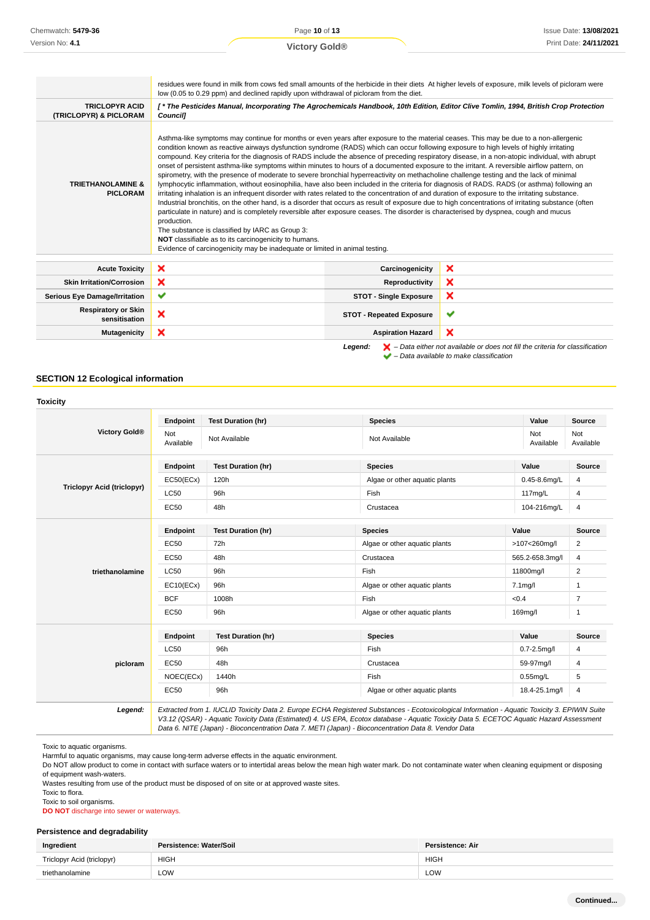| | |
|---|---|
| | residues were found in milk from cows fed small amounts of the herbicide in their diets At higher levels of exposure, milk levels of picloram were low (0.05 to 0.29 ppm) and declined rapidly upon withdrawal of picloram from the diet. |
| **TRICLOPYR ACID (TRICLOPYR) & PICLORAM** | ***[ * The Pesticides Manual, Incorporating The Agrochemicals Handbook, 10th Edition, Editor Clive Tomlin, 1994, British Crop Protection Council]*** |
| **TRIETHANOLAMINE & PICLORAM** | Asthma-like symptoms may continue for months or even years after exposure to the material ceases. This may be due to a non-allergenic condition known as reactive airways dysfunction syndrome (RADS) which can occur following exposure to high levels of highly irritating compound. Key criteria for the diagnosis of RADS include the absence of preceding respiratory disease, in a non-atopic individual, with abrupt onset of persistent asthma-like symptoms within minutes to hours of a documented exposure to the irritant. A reversible airflow pattern, on spirometry, with the presence of moderate to severe bronchial hyperreactivity on methacholine challenge testing and the lack of minimal lymphocytic inflammation, without eosinophilia, have also been included in the criteria for diagnosis of RADS. RADS (or asthma) following an irritating inhalation is an infrequent disorder with rates related to the concentration of and duration of exposure to the irritating substance. Industrial bronchitis, on the other hand, is a disorder that occurs as result of exposure due to high concentrations of irritating substance (often particulate in nature) and is completely reversible after exposure ceases. The disorder is characterised by dyspnea, cough and mucus production.<br>The substance is classified by IARC as Group 3:<br>**NOT** classifiable as to its carcinogenicity to humans.<br>Evidence of carcinogenicity may be inadequate or limited in animal testing. |

| | | | |
|---|---|---|---|
| **Acute Toxicity** | ✘ | **Carcinogenicity** | ✘ |
| **Skin Irritation/Corrosion** | ✘ | **Reproductivity** | ✘ |
| **Serious Eye Damage/Irritation** | ✔ | **STOT - Single Exposure** | ✘ |
| **Respiratory or Skin sensitisation** | ✘ | **STOT - Repeated Exposure** | ✔ |
| **Mutagenicity** | ✘ | **Aspiration Hazard** | ✘ |

***Legend:*** ✘ *– Data either not available or does not fill the criteria for classification*
✔ *– Data available to make classification*

## SECTION 12 Ecological information

### Toxicity

**Victory Gold®**

| Endpoint | Test Duration (hr) | Species | Value | Source |
|---|---|---|---|---|
| Not Available | Not Available | Not Available | Not Available | Not Available |

**Triclopyr Acid (triclopyr)**

| Endpoint | Test Duration (hr) | Species | Value | Source |
|---|---|---|---|---|
| EC50(ECx) | 120h | Algae or other aquatic plants | 0.45-8.6mg/L | 4 |
| LC50 | 96h | Fish | 117mg/L | 4 |
| EC50 | 48h | Crustacea | 104-216mg/L | 4 |

**triethanolamine**

| Endpoint | Test Duration (hr) | Species | Value | Source |
|---|---|---|---|---|
| EC50 | 72h | Algae or other aquatic plants | >107<260mg/l | 2 |
| EC50 | 48h | Crustacea | 565.2-658.3mg/l | 4 |
| LC50 | 96h | Fish | 11800mg/l | 2 |
| EC10(ECx) | 96h | Algae or other aquatic plants | 7.1mg/l | 1 |
| BCF | 1008h | Fish | <0.4 | 7 |
| EC50 | 96h | Algae or other aquatic plants | 169mg/l | 1 |

**picloram**

| Endpoint | Test Duration (hr) | Species | Value | Source |
|---|---|---|---|---|
| LC50 | 96h | Fish | 0.7-2.5mg/l | 4 |
| EC50 | 48h | Crustacea | 59-97mg/l | 4 |
| NOEC(ECx) | 1440h | Fish | 0.55mg/L | 5 |
| EC50 | 96h | Algae or other aquatic plants | 18.4-25.1mg/l | 4 |

***Legend:*** *Extracted from 1. IUCLID Toxicity Data 2. Europe ECHA Registered Substances - Ecotoxicological Information - Aquatic Toxicity 3. EPIWIN Suite V3.12 (QSAR) - Aquatic Toxicity Data (Estimated) 4. US EPA, Ecotox database - Aquatic Toxicity Data 5. ECETOC Aquatic Hazard Assessment Data 6. NITE (Japan) - Bioconcentration Data 7. METI (Japan) - Bioconcentration Data 8. Vendor Data*

Toxic to aquatic organisms.
Harmful to aquatic organisms, may cause long-term adverse effects in the aquatic environment.
Do NOT allow product to come in contact with surface waters or to intertidal areas below the mean high water mark. Do not contaminate water when cleaning equipment or disposing of equipment wash-waters.
Wastes resulting from use of the product must be disposed of on site or at approved waste sites.
Toxic to flora.
Toxic to soil organisms.
**DO NOT** discharge into sewer or waterways.

### Persistence and degradability

| Ingredient | Persistence: Water/Soil | Persistence: Air |
|---|---|---|
| Triclopyr Acid (triclopyr) | HIGH | HIGH |
| triethanolamine | LOW | LOW |

Continued...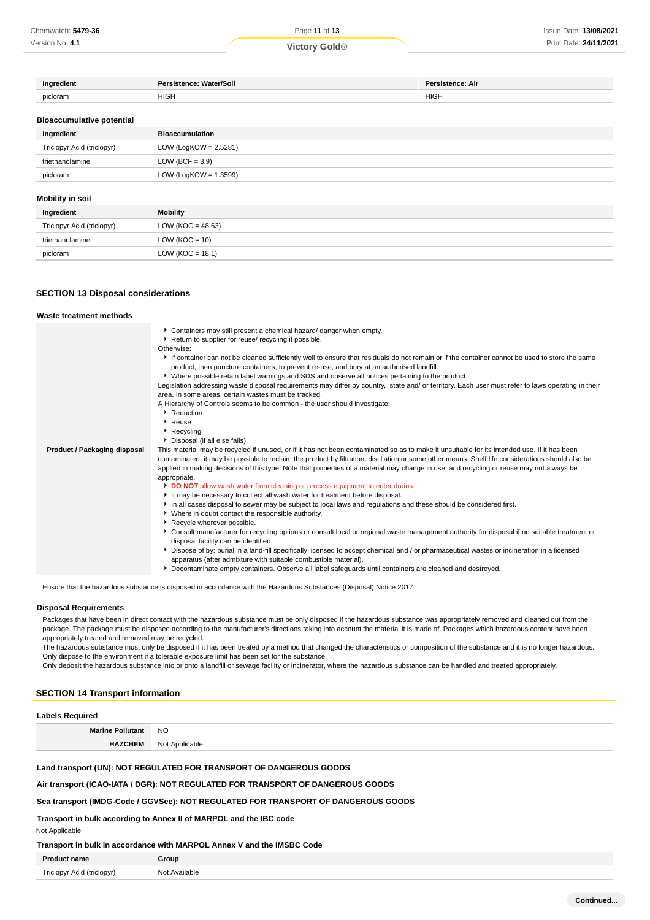| Ingredient | Persistence: Water/Soil | Persistence: Air |
| --- | --- | --- |
| picloram | HIGH | HIGH |

### Bioaccumulative potential

| Ingredient | Bioaccumulation |
| --- | --- |
| Triclopyr Acid (triclopyr) | LOW (LogKOW = 2.5281) |
| triethanolamine | LOW (BCF = 3.9) |
| picloram | LOW (LogKOW = 1.3599) |

### Mobility in soil

| Ingredient | Mobility |
| --- | --- |
| Triclopyr Acid (triclopyr) | LOW (KOC = 48.63) |
| triethanolamine | LOW (KOC = 10) |
| picloram | LOW (KOC = 18.1) |

## SECTION 13 Disposal considerations

### Waste treatment methods

**Product / Packaging disposal**

- Containers may still present a chemical hazard/ danger when empty.
- Return to supplier for reuse/ recycling if possible.

Otherwise:

- If container can not be cleaned sufficiently well to ensure that residuals do not remain or if the container cannot be used to store the same product, then puncture containers, to prevent re-use, and bury at an authorised landfill.
- Where possible retain label warnings and SDS and observe all notices pertaining to the product.

Legislation addressing waste disposal requirements may differ by country, state and/ or territory. Each user must refer to laws operating in their area. In some areas, certain wastes must be tracked.

A Hierarchy of Controls seems to be common - the user should investigate:

- Reduction
- Reuse
- Recycling
- Disposal (if all else fails)

This material may be recycled if unused, or if it has not been contaminated so as to make it unsuitable for its intended use. If it has been contaminated, it may be possible to reclaim the product by filtration, distillation or some other means. Shelf life considerations should also be applied in making decisions of this type. Note that properties of a material may change in use, and recycling or reuse may not always be appropriate.

- **DO NOT** allow wash water from cleaning or process equipment to enter drains.
- It may be necessary to collect all wash water for treatment before disposal.
- In all cases disposal to sewer may be subject to local laws and regulations and these should be considered first.
- Where in doubt contact the responsible authority.
- Recycle wherever possible.
- Consult manufacturer for recycling options or consult local or regional waste management authority for disposal if no suitable treatment or disposal facility can be identified.
- Dispose of by: burial in a land-fill specifically licensed to accept chemical and / or pharmaceutical wastes or incineration in a licensed apparatus (after admixture with suitable combustible material).
- Decontaminate empty containers. Observe all label safeguards until containers are cleaned and destroyed.

Ensure that the hazardous substance is disposed in accordance with the Hazardous Substances (Disposal) Notice 2017

### Disposal Requirements

Packages that have been in direct contact with the hazardous substance must be only disposed if the hazardous substance was appropriately removed and cleaned out from the package. The package must be disposed according to the manufacturer's directions taking into account the material it is made of. Packages which hazardous content have been appropriately treated and removed may be recycled.
The hazardous substance must only be disposed if it has been treated by a method that changed the characteristics or composition of the substance and it is no longer hazardous.
Only dispose to the environment if a tolerable exposure limit has been set for the substance.
Only deposit the hazardous substance into or onto a landfill or sewage facility or incinerator, where the hazardous substance can be handled and treated appropriately.

## SECTION 14 Transport information

### Labels Required

| | |
| --- | --- |
| **Marine Pollutant** | NO |
| **HAZCHEM** | Not Applicable |

**Land transport (UN): NOT REGULATED FOR TRANSPORT OF DANGEROUS GOODS**

**Air transport (ICAO-IATA / DGR): NOT REGULATED FOR TRANSPORT OF DANGEROUS GOODS**

**Sea transport (IMDG-Code / GGVSee): NOT REGULATED FOR TRANSPORT OF DANGEROUS GOODS**

**Transport in bulk according to Annex II of MARPOL and the IBC code**

Not Applicable

**Transport in bulk in accordance with MARPOL Annex V and the IMSBC Code**

| Product name | Group |
| --- | --- |
| Triclopyr Acid (triclopyr) | Not Available |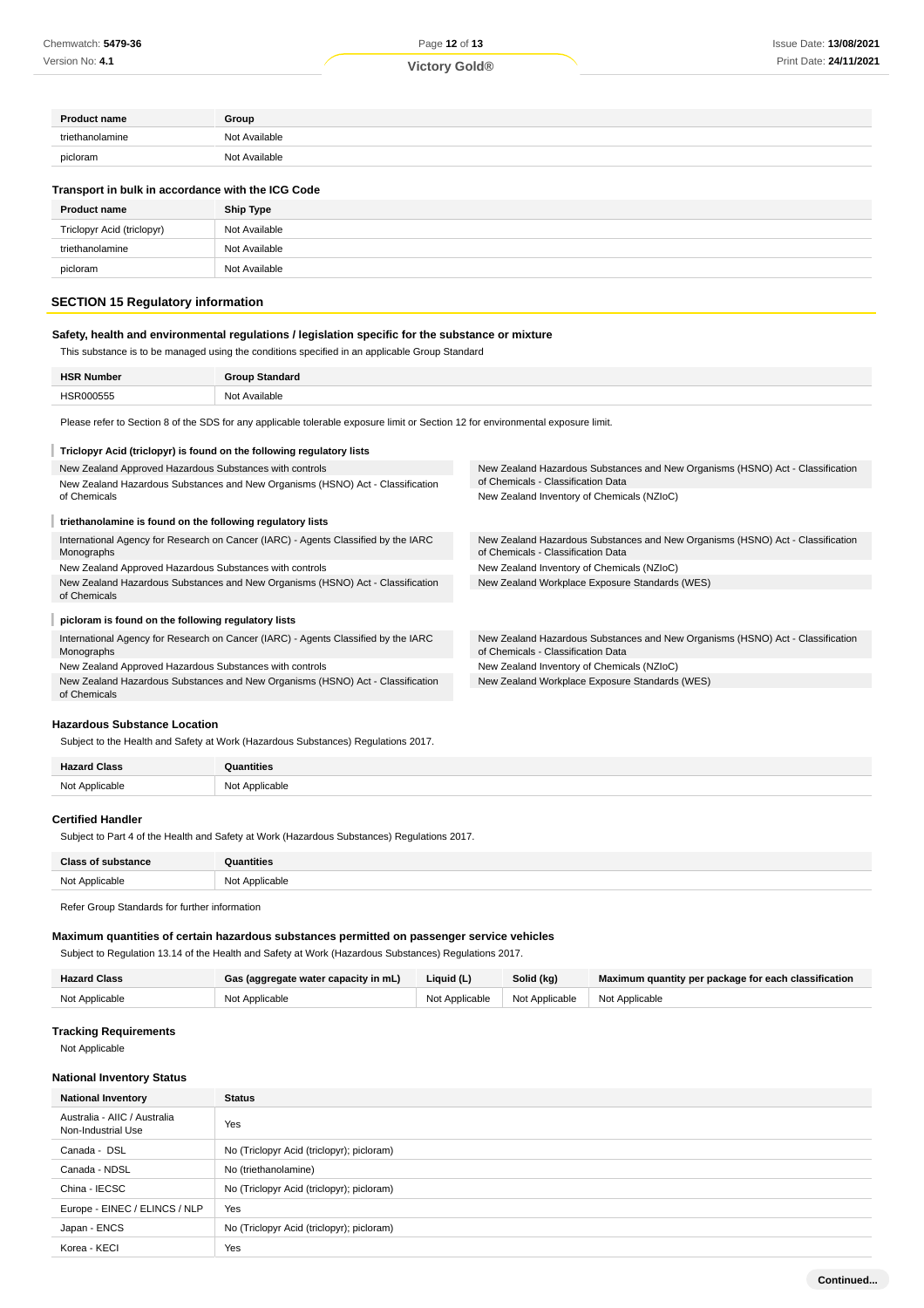| Product name | Group |
| --- | --- |
| triethanolamine | Not Available |
| picloram | Not Available |

### Transport in bulk in accordance with the ICG Code

| Product name | Ship Type |
| --- | --- |
| Triclopyr Acid (triclopyr) | Not Available |
| triethanolamine | Not Available |
| picloram | Not Available |

## SECTION 15 Regulatory information

### Safety, health and environmental regulations / legislation specific for the substance or mixture

This substance is to be managed using the conditions specified in an applicable Group Standard

| HSR Number | Group Standard |
| --- | --- |
| HSR000555 | Not Available |

Please refer to Section 8 of the SDS for any applicable tolerable exposure limit or Section 12 for environmental exposure limit.

#### Triclopyr Acid (triclopyr) is found on the following regulatory lists

New Zealand Approved Hazardous Substances with controls

New Zealand Hazardous Substances and New Organisms (HSNO) Act - Classification of Chemicals

New Zealand Hazardous Substances and New Organisms (HSNO) Act - Classification of Chemicals - Classification Data

New Zealand Inventory of Chemicals (NZIoC)

#### triethanolamine is found on the following regulatory lists

International Agency for Research on Cancer (IARC) - Agents Classified by the IARC Monographs

New Zealand Approved Hazardous Substances with controls

New Zealand Hazardous Substances and New Organisms (HSNO) Act - Classification of Chemicals

New Zealand Hazardous Substances and New Organisms (HSNO) Act - Classification of Chemicals - Classification Data

New Zealand Inventory of Chemicals (NZIoC)

New Zealand Workplace Exposure Standards (WES)

#### picloram is found on the following regulatory lists

International Agency for Research on Cancer (IARC) - Agents Classified by the IARC Monographs

New Zealand Approved Hazardous Substances with controls

New Zealand Hazardous Substances and New Organisms (HSNO) Act - Classification of Chemicals

New Zealand Hazardous Substances and New Organisms (HSNO) Act - Classification of Chemicals - Classification Data

New Zealand Inventory of Chemicals (NZIoC)

New Zealand Workplace Exposure Standards (WES)

### Hazardous Substance Location

Subject to the Health and Safety at Work (Hazardous Substances) Regulations 2017.

| Hazard Class | Quantities |
| --- | --- |
| Not Applicable | Not Applicable |

### Certified Handler

Subject to Part 4 of the Health and Safety at Work (Hazardous Substances) Regulations 2017.

| Class of substance | Quantities |
| --- | --- |
| Not Applicable | Not Applicable |

Refer Group Standards for further information

### Maximum quantities of certain hazardous substances permitted on passenger service vehicles

Subject to Regulation 13.14 of the Health and Safety at Work (Hazardous Substances) Regulations 2017.

| Hazard Class | Gas (aggregate water capacity in mL) | Liquid (L) | Solid (kg) | Maximum quantity per package for each classification |
| --- | --- | --- | --- | --- |
| Not Applicable | Not Applicable | Not Applicable | Not Applicable | Not Applicable |

### Tracking Requirements

Not Applicable

### National Inventory Status

| National Inventory | Status |
| --- | --- |
| Australia - AIIC / Australia Non-Industrial Use | Yes |
| Canada - DSL | No (Triclopyr Acid (triclopyr); picloram) |
| Canada - NDSL | No (triethanolamine) |
| China - IECSC | No (Triclopyr Acid (triclopyr); picloram) |
| Europe - EINEC / ELINCS / NLP | Yes |
| Japan - ENCS | No (Triclopyr Acid (triclopyr); picloram) |
| Korea - KECI | Yes |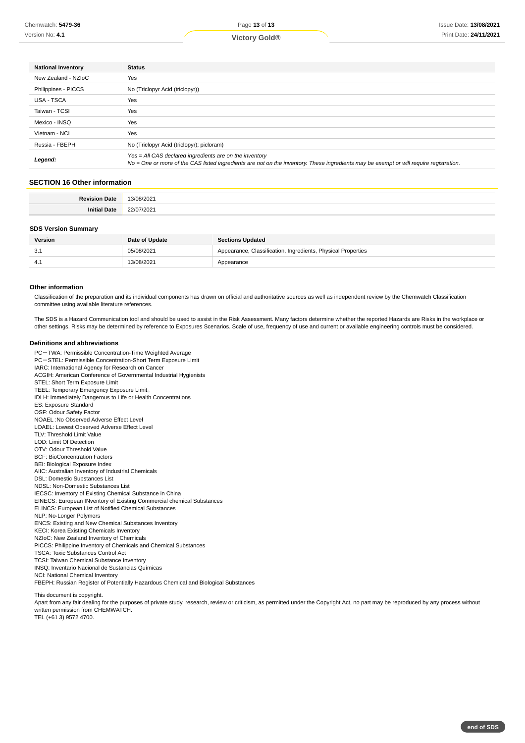| National Inventory | Status |
|---|---|
| New Zealand - NZIoC | Yes |
| Philippines - PICCS | No (Triclopyr Acid (triclopyr)) |
| USA - TSCA | Yes |
| Taiwan - TCSI | Yes |
| Mexico - INSQ | Yes |
| Vietnam - NCI | Yes |
| Russia - FBEPH | No (Triclopyr Acid (triclopyr); picloram) |
| ***Legend:*** | *Yes = All CAS declared ingredients are on the inventory*<br>*No = One or more of the CAS listed ingredients are not on the inventory. These ingredients may be exempt or will require registration.* |

## SECTION 16 Other information

| | |
|---|---|
| **Revision Date** | 13/08/2021 |
| **Initial Date** | 22/07/2021 |

### SDS Version Summary

| Version | Date of Update | Sections Updated |
|---|---|---|
| 3.1 | 05/08/2021 | Appearance, Classification, Ingredients, Physical Properties |
| 4.1 | 13/08/2021 | Appearance |

### Other information

Classification of the preparation and its individual components has drawn on official and authoritative sources as well as independent review by the Chemwatch Classification committee using available literature references.

The SDS is a Hazard Communication tool and should be used to assist in the Risk Assessment. Many factors determine whether the reported Hazards are Risks in the workplace or other settings. Risks may be determined by reference to Exposures Scenarios. Scale of use, frequency of use and current or available engineering controls must be considered.

### Definitions and abbreviations

PC－TWA: Permissible Concentration-Time Weighted Average
PC－STEL: Permissible Concentration-Short Term Exposure Limit
IARC: International Agency for Research on Cancer
ACGIH: American Conference of Governmental Industrial Hygienists
STEL: Short Term Exposure Limit
TEEL: Temporary Emergency Exposure Limit。
IDLH: Immediately Dangerous to Life or Health Concentrations
ES: Exposure Standard
OSF: Odour Safety Factor
NOAEL :No Observed Adverse Effect Level
LOAEL: Lowest Observed Adverse Effect Level
TLV: Threshold Limit Value
LOD: Limit Of Detection
OTV: Odour Threshold Value
BCF: BioConcentration Factors
BEI: Biological Exposure Index
AIIC: Australian Inventory of Industrial Chemicals
DSL: Domestic Substances List
NDSL: Non-Domestic Substances List
IECSC: Inventory of Existing Chemical Substance in China
EINECS: European INventory of Existing Commercial chemical Substances
ELINCS: European List of Notified Chemical Substances
NLP: No-Longer Polymers
ENCS: Existing and New Chemical Substances Inventory
KECI: Korea Existing Chemicals Inventory
NZIoC: New Zealand Inventory of Chemicals
PICCS: Philippine Inventory of Chemicals and Chemical Substances
TSCA: Toxic Substances Control Act
TCSI: Taiwan Chemical Substance Inventory
INSQ: Inventario Nacional de Sustancias Químicas
NCI: National Chemical Inventory
FBEPH: Russian Register of Potentially Hazardous Chemical and Biological Substances

This document is copyright.
Apart from any fair dealing for the purposes of private study, research, review or criticism, as permitted under the Copyright Act, no part may be reproduced by any process without written permission from CHEMWATCH.
TEL (+61 3) 9572 4700.

end of SDS